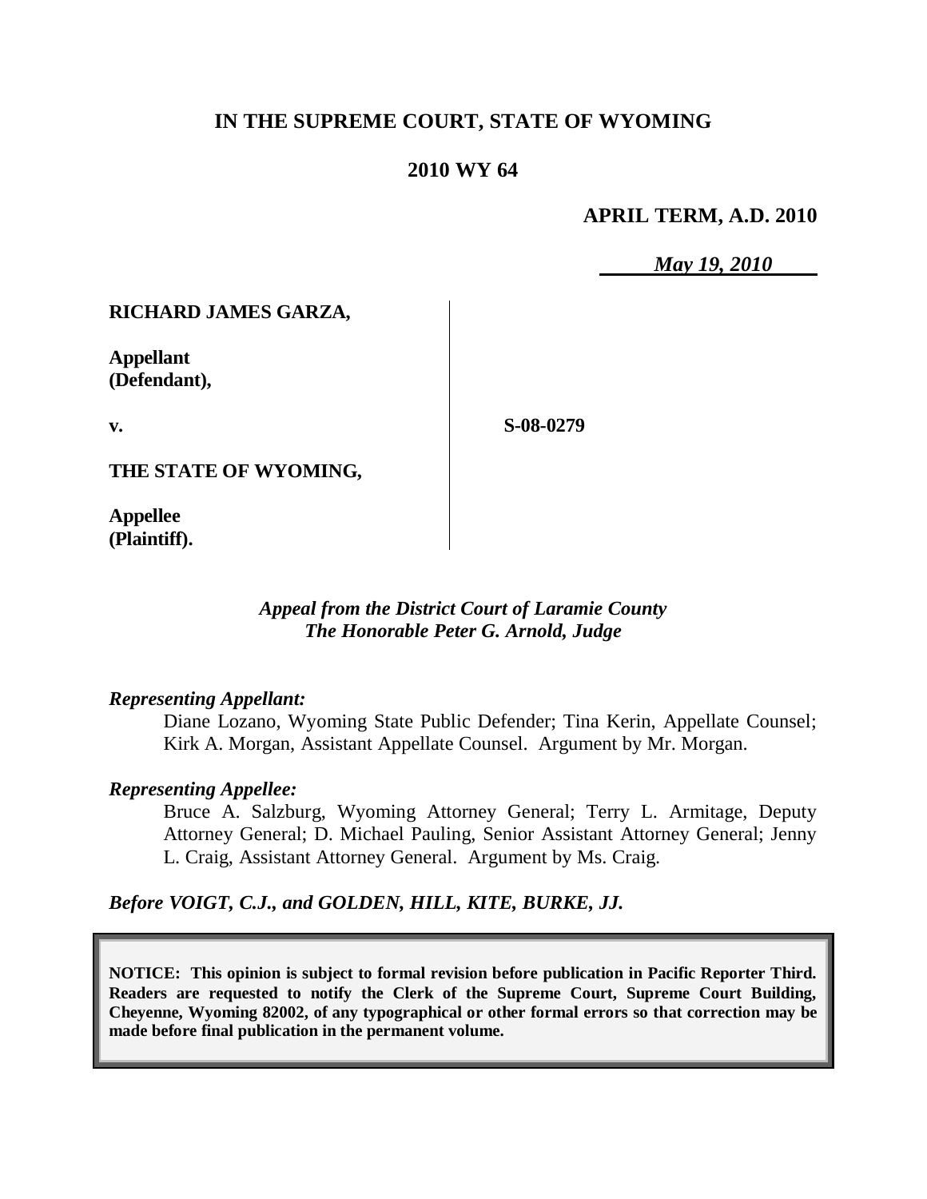# IN THE SUPREME COURT, STATE OF WYOMING

## 2010 WY 64

**APRIL TERM, A.D. 2010**

*May 19, 2010*

**RICHARD JAMES GARZA,**

**Appellant (Defendant),**

**v.**

**S-08-0279**

**THE STATE OF WYOMING,**

**Appellee (Plaintiff).**

*Appeal from the District Court of Laramie County*
*The Honorable Peter G. Arnold, Judge*

*Representing Appellant:*

Diane Lozano, Wyoming State Public Defender; Tina Kerin, Appellate Counsel; Kirk A. Morgan, Assistant Appellate Counsel. Argument by Mr. Morgan.

*Representing Appellee:*

Bruce A. Salzburg, Wyoming Attorney General; Terry L. Armitage, Deputy Attorney General; D. Michael Pauling, Senior Assistant Attorney General; Jenny L. Craig, Assistant Attorney General. Argument by Ms. Craig.

*Before VOIGT, C.J., and GOLDEN, HILL, KITE, BURKE, JJ.*

**NOTICE: This opinion is subject to formal revision before publication in Pacific Reporter Third. Readers are requested to notify the Clerk of the Supreme Court, Supreme Court Building, Cheyenne, Wyoming 82002, of any typographical or other formal errors so that correction may be made before final publication in the permanent volume.**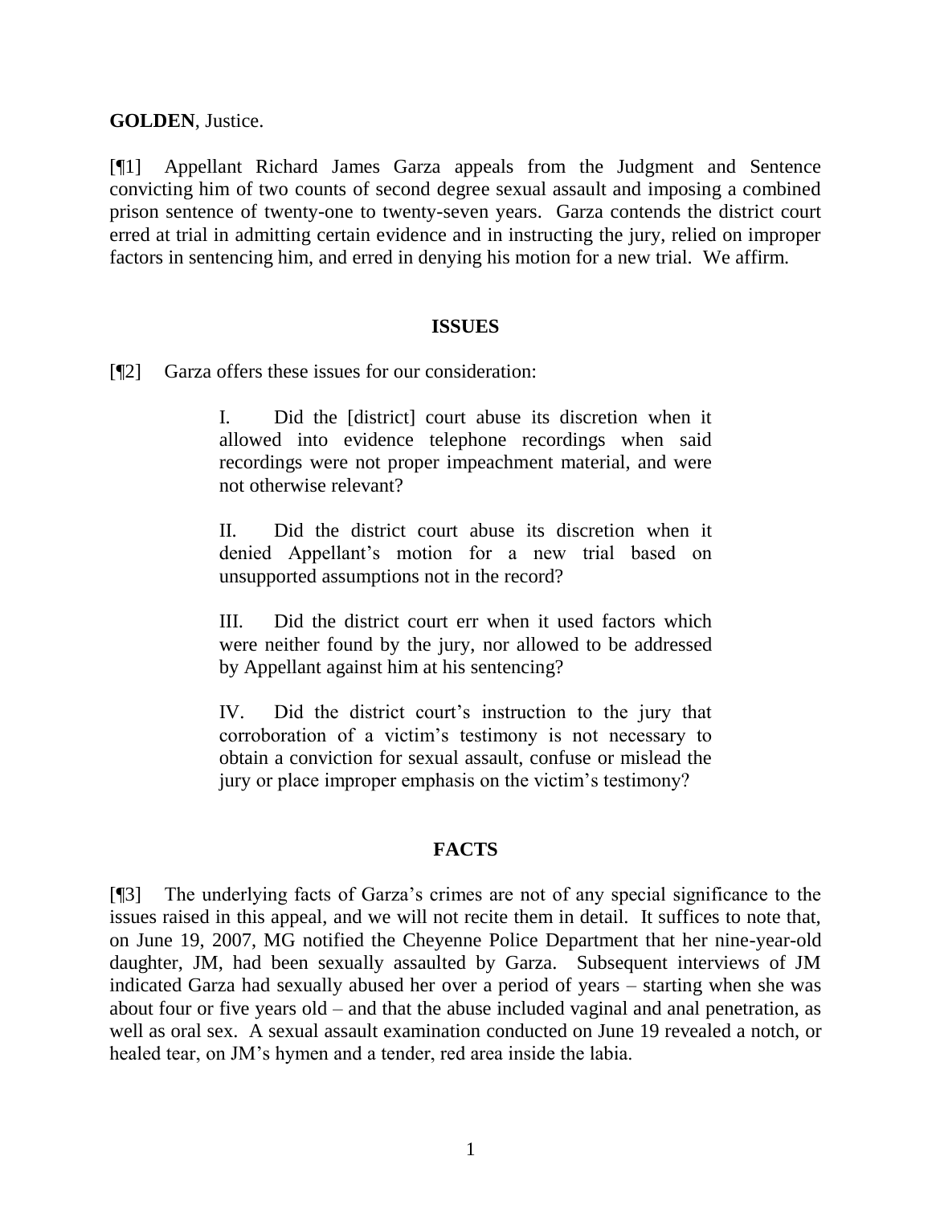**GOLDEN**, Justice.

[¶1] Appellant Richard James Garza appeals from the Judgment and Sentence convicting him of two counts of second degree sexual assault and imposing a combined prison sentence of twenty-one to twenty-seven years. Garza contends the district court erred at trial in admitting certain evidence and in instructing the jury, relied on improper factors in sentencing him, and erred in denying his motion for a new trial. We affirm.

## ISSUES

[¶2] Garza offers these issues for our consideration:

> I. Did the [district] court abuse its discretion when it allowed into evidence telephone recordings when said recordings were not proper impeachment material, and were not otherwise relevant?
>
> II. Did the district court abuse its discretion when it denied Appellant's motion for a new trial based on unsupported assumptions not in the record?
>
> III. Did the district court err when it used factors which were neither found by the jury, nor allowed to be addressed by Appellant against him at his sentencing?
>
> IV. Did the district court's instruction to the jury that corroboration of a victim's testimony is not necessary to obtain a conviction for sexual assault, confuse or mislead the jury or place improper emphasis on the victim's testimony?

## FACTS

[¶3] The underlying facts of Garza's crimes are not of any special significance to the issues raised in this appeal, and we will not recite them in detail. It suffices to note that, on June 19, 2007, MG notified the Cheyenne Police Department that her nine-year-old daughter, JM, had been sexually assaulted by Garza. Subsequent interviews of JM indicated Garza had sexually abused her over a period of years – starting when she was about four or five years old – and that the abuse included vaginal and anal penetration, as well as oral sex. A sexual assault examination conducted on June 19 revealed a notch, or healed tear, on JM's hymen and a tender, red area inside the labia.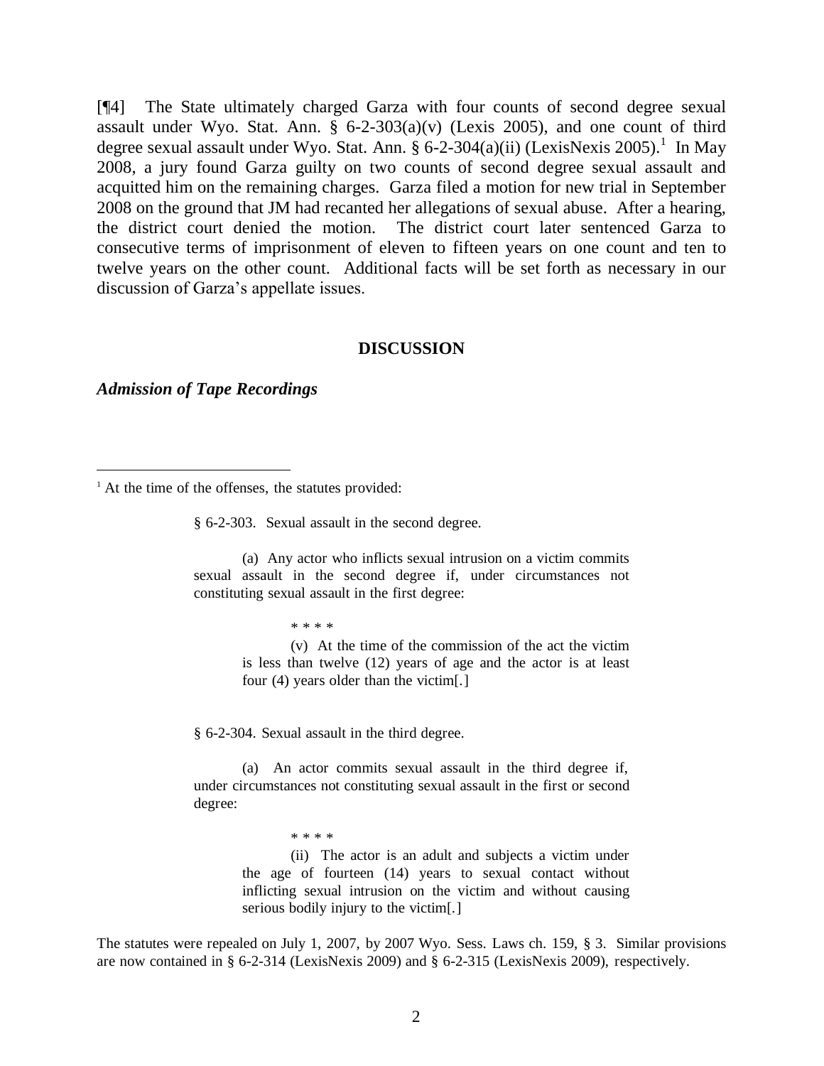[¶4] The State ultimately charged Garza with four counts of second degree sexual assault under Wyo. Stat. Ann. § 6-2-303(a)(v) (Lexis 2005), and one count of third degree sexual assault under Wyo. Stat. Ann. § 6-2-304(a)(ii) (LexisNexis 2005).[1] In May 2008, a jury found Garza guilty on two counts of second degree sexual assault and acquitted him on the remaining charges. Garza filed a motion for new trial in September 2008 on the ground that JM had recanted her allegations of sexual abuse. After a hearing, the district court denied the motion. The district court later sentenced Garza to consecutive terms of imprisonment of eleven to fifteen years on one count and ten to twelve years on the other count. Additional facts will be set forth as necessary in our discussion of Garza's appellate issues.

## DISCUSSION

### *Admission of Tape Recordings*

---

[1] At the time of the offenses, the statutes provided:

> § 6-2-303. Sexual assault in the second degree.
>
> (a) Any actor who inflicts sexual intrusion on a victim commits sexual assault in the second degree if, under circumstances not constituting sexual assault in the first degree:
>
> * * * *
>
> (v) At the time of the commission of the act the victim is less than twelve (12) years of age and the actor is at least four (4) years older than the victim[.]
>
> § 6-2-304. Sexual assault in the third degree.
>
> (a) An actor commits sexual assault in the third degree if, under circumstances not constituting sexual assault in the first or second degree:
>
> * * * *
>
> (ii) The actor is an adult and subjects a victim under the age of fourteen (14) years to sexual contact without inflicting sexual intrusion on the victim and without causing serious bodily injury to the victim[.]

The statutes were repealed on July 1, 2007, by 2007 Wyo. Sess. Laws ch. 159, § 3. Similar provisions are now contained in § 6-2-314 (LexisNexis 2009) and § 6-2-315 (LexisNexis 2009), respectively.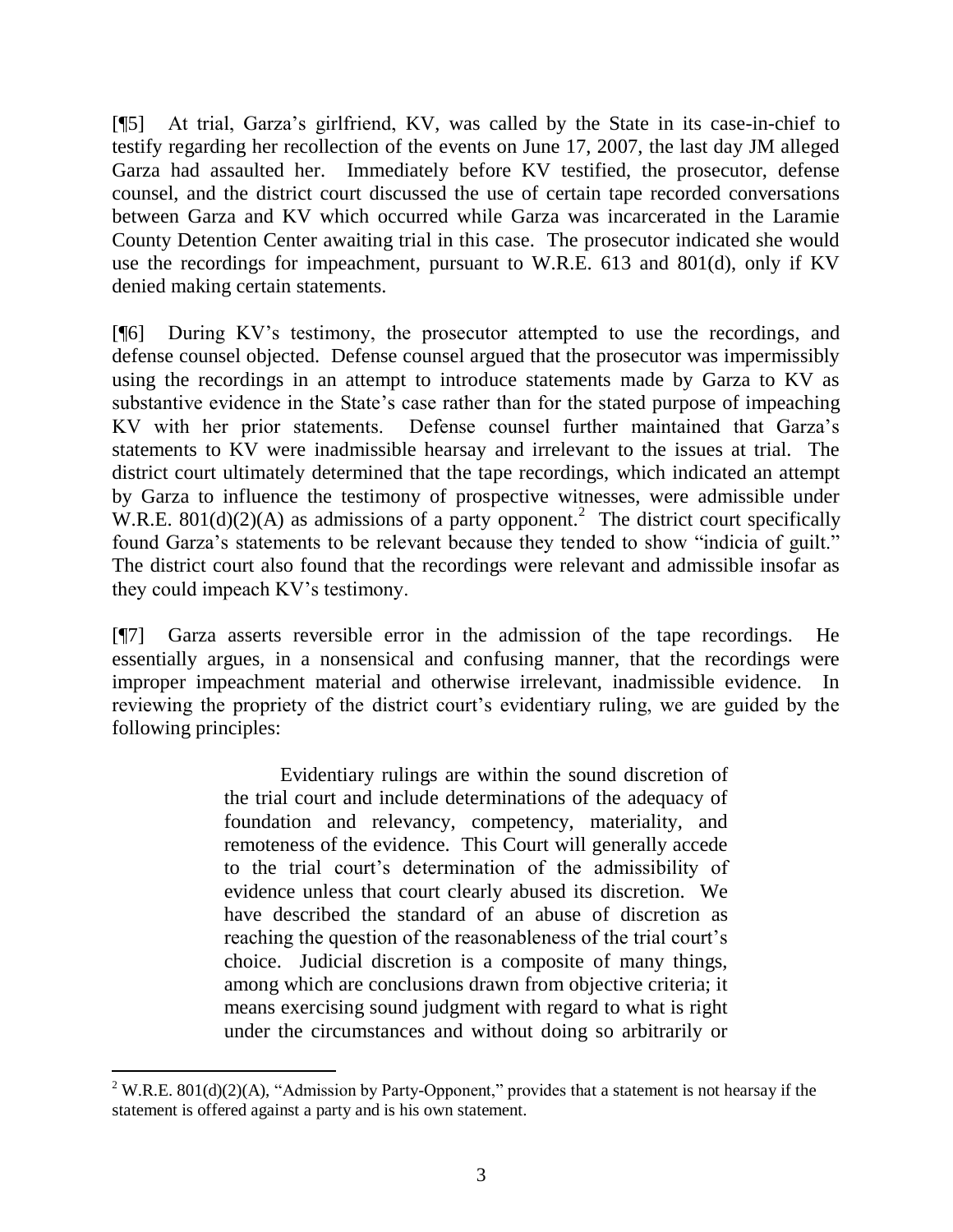[¶5] At trial, Garza's girlfriend, KV, was called by the State in its case-in-chief to testify regarding her recollection of the events on June 17, 2007, the last day JM alleged Garza had assaulted her. Immediately before KV testified, the prosecutor, defense counsel, and the district court discussed the use of certain tape recorded conversations between Garza and KV which occurred while Garza was incarcerated in the Laramie County Detention Center awaiting trial in this case. The prosecutor indicated she would use the recordings for impeachment, pursuant to W.R.E. 613 and 801(d), only if KV denied making certain statements.

[¶6] During KV's testimony, the prosecutor attempted to use the recordings, and defense counsel objected. Defense counsel argued that the prosecutor was impermissibly using the recordings in an attempt to introduce statements made by Garza to KV as substantive evidence in the State's case rather than for the stated purpose of impeaching KV with her prior statements. Defense counsel further maintained that Garza's statements to KV were inadmissible hearsay and irrelevant to the issues at trial. The district court ultimately determined that the tape recordings, which indicated an attempt by Garza to influence the testimony of prospective witnesses, were admissible under W.R.E. 801(d)(2)(A) as admissions of a party opponent.[2] The district court specifically found Garza's statements to be relevant because they tended to show "indicia of guilt." The district court also found that the recordings were relevant and admissible insofar as they could impeach KV's testimony.

[¶7] Garza asserts reversible error in the admission of the tape recordings. He essentially argues, in a nonsensical and confusing manner, that the recordings were improper impeachment material and otherwise irrelevant, inadmissible evidence. In reviewing the propriety of the district court's evidentiary ruling, we are guided by the following principles:

> Evidentiary rulings are within the sound discretion of the trial court and include determinations of the adequacy of foundation and relevancy, competency, materiality, and remoteness of the evidence. This Court will generally accede to the trial court's determination of the admissibility of evidence unless that court clearly abused its discretion. We have described the standard of an abuse of discretion as reaching the question of the reasonableness of the trial court's choice. Judicial discretion is a composite of many things, among which are conclusions drawn from objective criteria; it means exercising sound judgment with regard to what is right under the circumstances and without doing so arbitrarily or

---

[2] W.R.E. 801(d)(2)(A), "Admission by Party-Opponent," provides that a statement is not hearsay if the statement is offered against a party and is his own statement.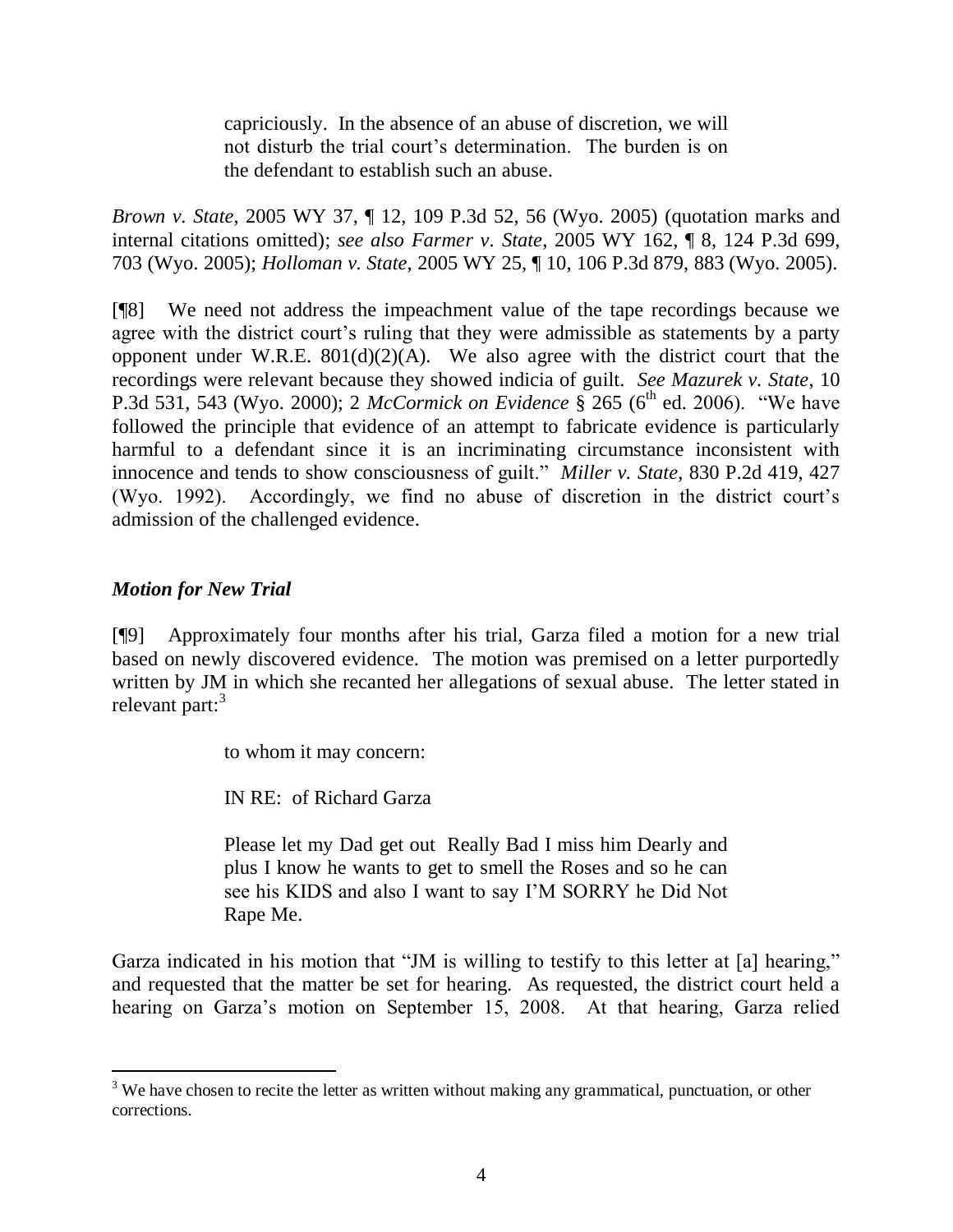> capriciously. In the absence of an abuse of discretion, we will not disturb the trial court's determination. The burden is on the defendant to establish such an abuse.

*Brown v. State*, 2005 WY 37, ¶ 12, 109 P.3d 52, 56 (Wyo. 2005) (quotation marks and internal citations omitted); *see also Farmer v. State*, 2005 WY 162, ¶ 8, 124 P.3d 699, 703 (Wyo. 2005); *Holloman v. State*, 2005 WY 25, ¶ 10, 106 P.3d 879, 883 (Wyo. 2005).

[¶8] We need not address the impeachment value of the tape recordings because we agree with the district court's ruling that they were admissible as statements by a party opponent under W.R.E. 801(d)(2)(A). We also agree with the district court that the recordings were relevant because they showed indicia of guilt. *See Mazurek v. State*, 10 P.3d 531, 543 (Wyo. 2000); 2 *McCormick on Evidence* § 265 (6th ed. 2006). "We have followed the principle that evidence of an attempt to fabricate evidence is particularly harmful to a defendant since it is an incriminating circumstance inconsistent with innocence and tends to show consciousness of guilt." *Miller v. State*, 830 P.2d 419, 427 (Wyo. 1992). Accordingly, we find no abuse of discretion in the district court's admission of the challenged evidence.

### *Motion for New Trial*

[¶9] Approximately four months after his trial, Garza filed a motion for a new trial based on newly discovered evidence. The motion was premised on a letter purportedly written by JM in which she recanted her allegations of sexual abuse. The letter stated in relevant part:[3]

> to whom it may concern:
>
> IN RE: of Richard Garza
>
> Please let my Dad get out Really Bad I miss him Dearly and plus I know he wants to get to smell the Roses and so he can see his KIDS and also I want to say I'M SORRY he Did Not Rape Me.

Garza indicated in his motion that "JM is willing to testify to this letter at [a] hearing," and requested that the matter be set for hearing. As requested, the district court held a hearing on Garza's motion on September 15, 2008. At that hearing, Garza relied

[3] We have chosen to recite the letter as written without making any grammatical, punctuation, or other corrections.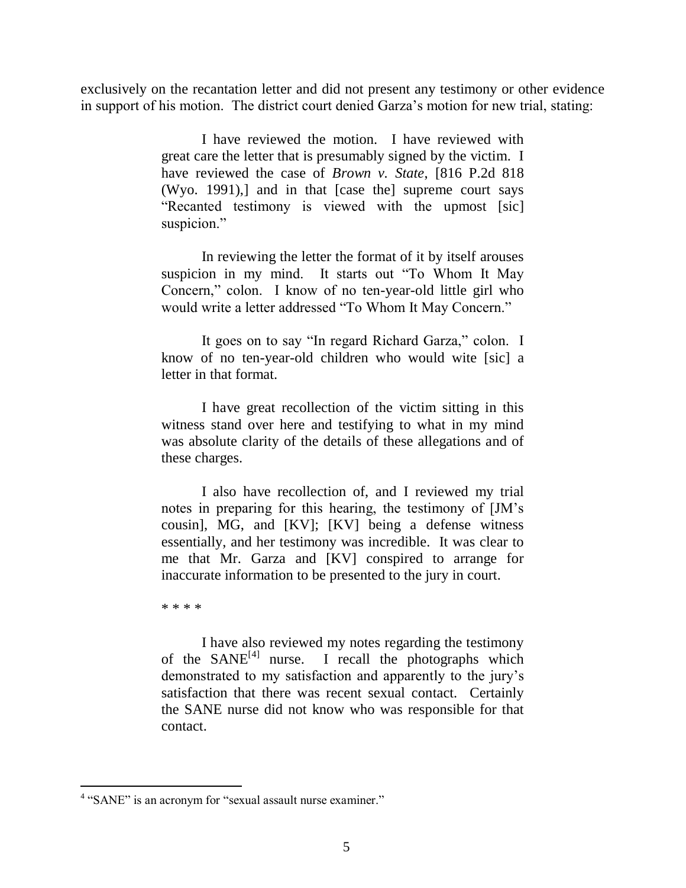exclusively on the recantation letter and did not present any testimony or other evidence in support of his motion. The district court denied Garza's motion for new trial, stating:

> I have reviewed the motion. I have reviewed with great care the letter that is presumably signed by the victim. I have reviewed the case of *Brown v. State*, [816 P.2d 818 (Wyo. 1991),] and in that [case the] supreme court says "Recanted testimony is viewed with the upmost [sic] suspicion."
>
> In reviewing the letter the format of it by itself arouses suspicion in my mind. It starts out "To Whom It May Concern," colon. I know of no ten-year-old little girl who would write a letter addressed "To Whom It May Concern."
>
> It goes on to say "In regard Richard Garza," colon. I know of no ten-year-old children who would wite [sic] a letter in that format.
>
> I have great recollection of the victim sitting in this witness stand over here and testifying to what in my mind was absolute clarity of the details of these allegations and of these charges.
>
> I also have recollection of, and I reviewed my trial notes in preparing for this hearing, the testimony of [JM's cousin], MG, and [KV]; [KV] being a defense witness essentially, and her testimony was incredible. It was clear to me that Mr. Garza and [KV] conspired to arrange for inaccurate information to be presented to the jury in court.
>
> * * * *
>
> I have also reviewed my notes regarding the testimony of the SANE[4] nurse. I recall the photographs which demonstrated to my satisfaction and apparently to the jury's satisfaction that there was recent sexual contact. Certainly the SANE nurse did not know who was responsible for that contact.

---

[4] "SANE" is an acronym for "sexual assault nurse examiner."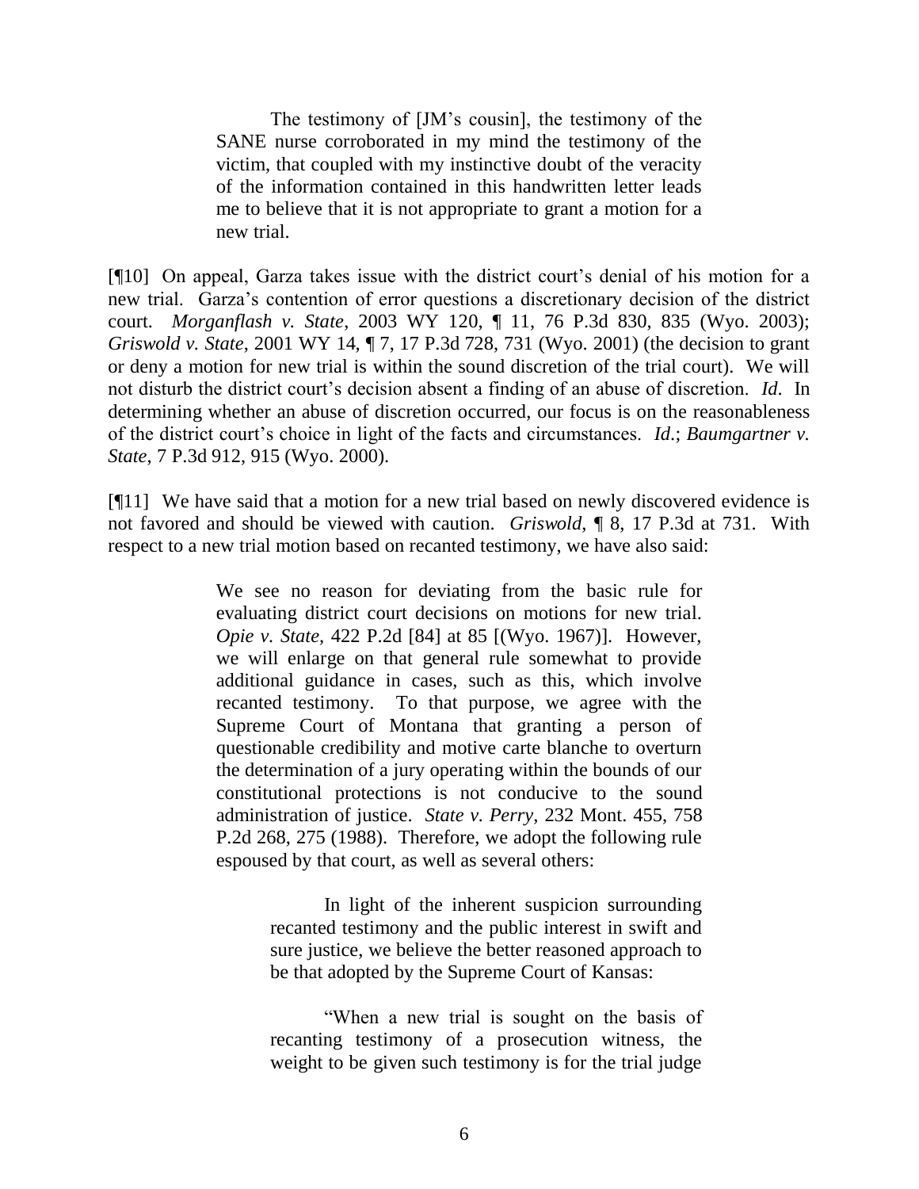> The testimony of [JM's cousin], the testimony of the SANE nurse corroborated in my mind the testimony of the victim, that coupled with my instinctive doubt of the veracity of the information contained in this handwritten letter leads me to believe that it is not appropriate to grant a motion for a new trial.

[¶10] On appeal, Garza takes issue with the district court's denial of his motion for a new trial. Garza's contention of error questions a discretionary decision of the district court. *Morganflash v. State*, 2003 WY 120, ¶ 11, 76 P.3d 830, 835 (Wyo. 2003); *Griswold v. State*, 2001 WY 14, ¶ 7, 17 P.3d 728, 731 (Wyo. 2001) (the decision to grant or deny a motion for new trial is within the sound discretion of the trial court). We will not disturb the district court's decision absent a finding of an abuse of discretion. *Id.* In determining whether an abuse of discretion occurred, our focus is on the reasonableness of the district court's choice in light of the facts and circumstances. *Id.*; *Baumgartner v. State*, 7 P.3d 912, 915 (Wyo. 2000).

[¶11] We have said that a motion for a new trial based on newly discovered evidence is not favored and should be viewed with caution. *Griswold*, ¶ 8, 17 P.3d at 731. With respect to a new trial motion based on recanted testimony, we have also said:

> We see no reason for deviating from the basic rule for evaluating district court decisions on motions for new trial. *Opie v. State*, 422 P.2d [84] at 85 [(Wyo. 1967)]. However, we will enlarge on that general rule somewhat to provide additional guidance in cases, such as this, which involve recanted testimony. To that purpose, we agree with the Supreme Court of Montana that granting a person of questionable credibility and motive carte blanche to overturn the determination of a jury operating within the bounds of our constitutional protections is not conducive to the sound administration of justice. *State v. Perry*, 232 Mont. 455, 758 P.2d 268, 275 (1988). Therefore, we adopt the following rule espoused by that court, as well as several others:
>
> > In light of the inherent suspicion surrounding recanted testimony and the public interest in swift and sure justice, we believe the better reasoned approach to be that adopted by the Supreme Court of Kansas:
> >
> > "When a new trial is sought on the basis of recanting testimony of a prosecution witness, the weight to be given such testimony is for the trial judge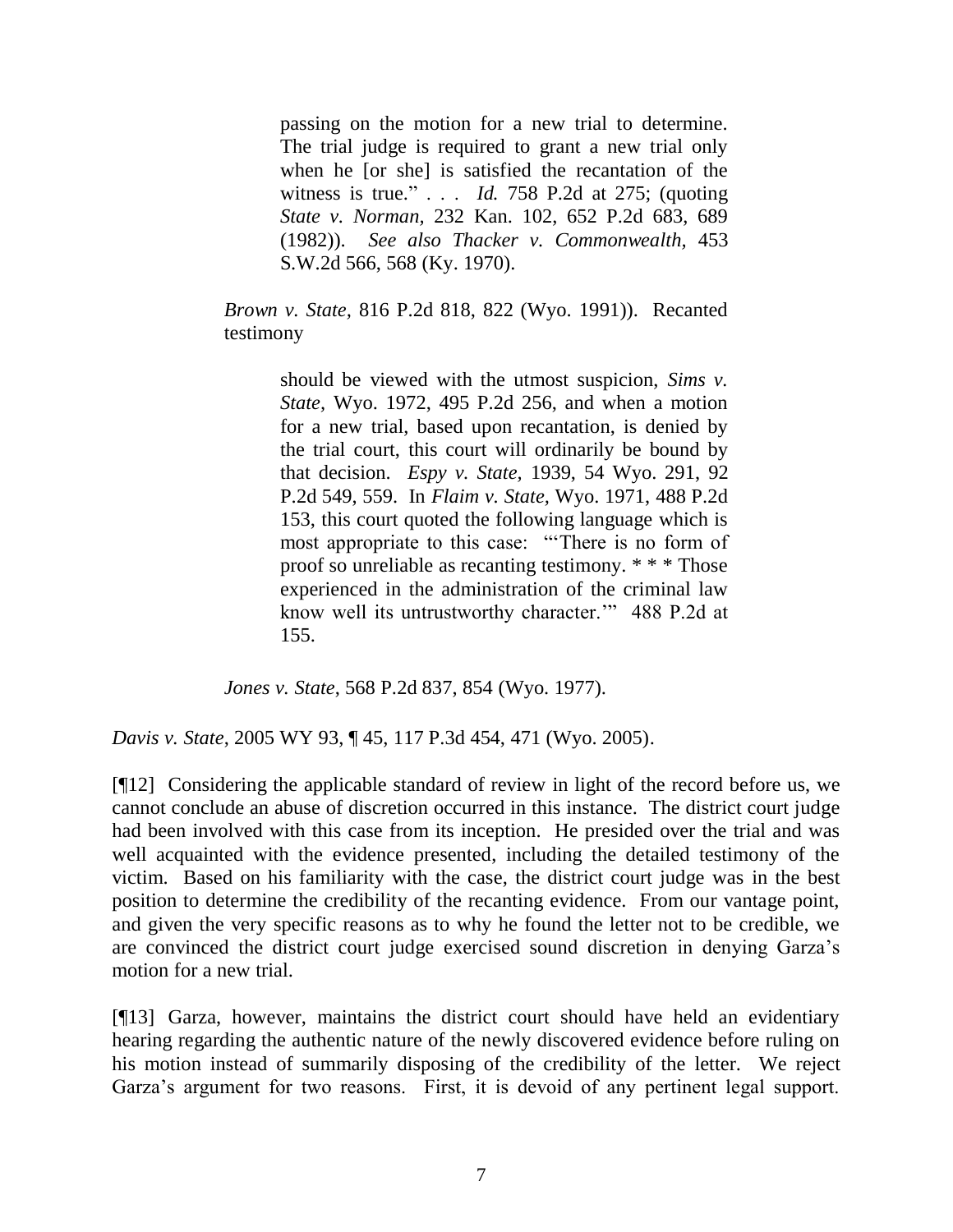> > passing on the motion for a new trial to determine. The trial judge is required to grant a new trial only when he [or she] is satisfied the recantation of the witness is true." . . . *Id.* 758 P.2d at 275; (quoting *State v. Norman*, 232 Kan. 102, 652 P.2d 683, 689 (1982)). *See also Thacker v. Commonwealth*, 453 S.W.2d 566, 568 (Ky. 1970).
>
> *Brown v. State*, 816 P.2d 818, 822 (Wyo. 1991)). Recanted testimony
>
> > should be viewed with the utmost suspicion, *Sims v. State*, Wyo. 1972, 495 P.2d 256, and when a motion for a new trial, based upon recantation, is denied by the trial court, this court will ordinarily be bound by that decision. *Espy v. State*, 1939, 54 Wyo. 291, 92 P.2d 549, 559. In *Flaim v. State*, Wyo. 1971, 488 P.2d 153, this court quoted the following language which is most appropriate to this case: "'There is no form of proof so unreliable as recanting testimony. * * * Those experienced in the administration of the criminal law know well its untrustworthy character.'" 488 P.2d at 155.
>
> *Jones v. State*, 568 P.2d 837, 854 (Wyo. 1977).

*Davis v. State*, 2005 WY 93, ¶ 45, 117 P.3d 454, 471 (Wyo. 2005).

[¶12] Considering the applicable standard of review in light of the record before us, we cannot conclude an abuse of discretion occurred in this instance. The district court judge had been involved with this case from its inception. He presided over the trial and was well acquainted with the evidence presented, including the detailed testimony of the victim. Based on his familiarity with the case, the district court judge was in the best position to determine the credibility of the recanting evidence. From our vantage point, and given the very specific reasons as to why he found the letter not to be credible, we are convinced the district court judge exercised sound discretion in denying Garza's motion for a new trial.

[¶13] Garza, however, maintains the district court should have held an evidentiary hearing regarding the authentic nature of the newly discovered evidence before ruling on his motion instead of summarily disposing of the credibility of the letter. We reject Garza's argument for two reasons. First, it is devoid of any pertinent legal support.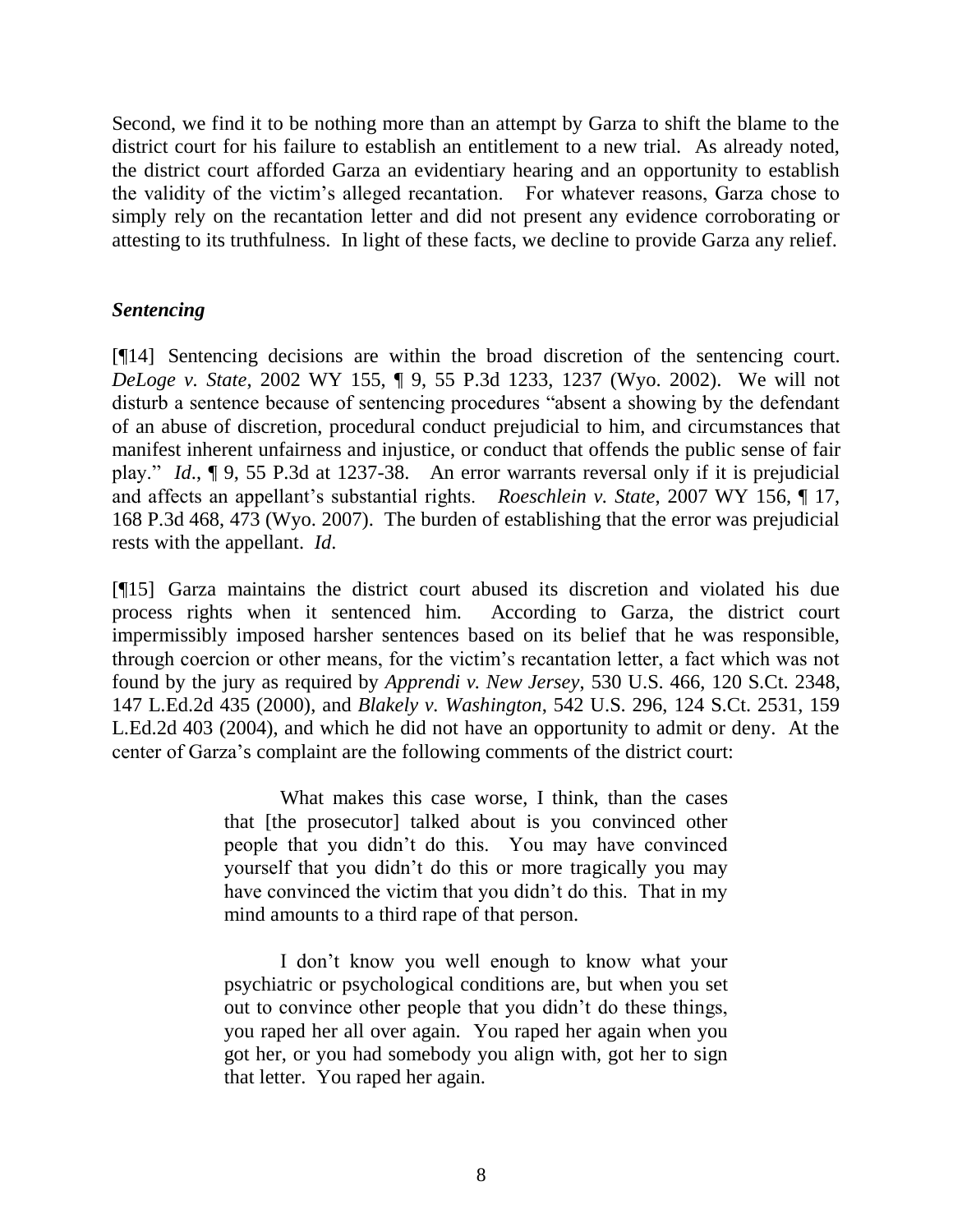Second, we find it to be nothing more than an attempt by Garza to shift the blame to the district court for his failure to establish an entitlement to a new trial. As already noted, the district court afforded Garza an evidentiary hearing and an opportunity to establish the validity of the victim's alleged recantation. For whatever reasons, Garza chose to simply rely on the recantation letter and did not present any evidence corroborating or attesting to its truthfulness. In light of these facts, we decline to provide Garza any relief.

### *Sentencing*

[¶14] Sentencing decisions are within the broad discretion of the sentencing court. *DeLoge v. State*, 2002 WY 155, ¶ 9, 55 P.3d 1233, 1237 (Wyo. 2002). We will not disturb a sentence because of sentencing procedures "absent a showing by the defendant of an abuse of discretion, procedural conduct prejudicial to him, and circumstances that manifest inherent unfairness and injustice, or conduct that offends the public sense of fair play." *Id*., ¶ 9, 55 P.3d at 1237-38. An error warrants reversal only if it is prejudicial and affects an appellant's substantial rights. *Roeschlein v. State*, 2007 WY 156, ¶ 17, 168 P.3d 468, 473 (Wyo. 2007). The burden of establishing that the error was prejudicial rests with the appellant. *Id*.

[¶15] Garza maintains the district court abused its discretion and violated his due process rights when it sentenced him. According to Garza, the district court impermissibly imposed harsher sentences based on its belief that he was responsible, through coercion or other means, for the victim's recantation letter, a fact which was not found by the jury as required by *Apprendi v. New Jersey*, 530 U.S. 466, 120 S.Ct. 2348, 147 L.Ed.2d 435 (2000), and *Blakely v. Washington*, 542 U.S. 296, 124 S.Ct. 2531, 159 L.Ed.2d 403 (2004), and which he did not have an opportunity to admit or deny. At the center of Garza's complaint are the following comments of the district court:

> What makes this case worse, I think, than the cases that [the prosecutor] talked about is you convinced other people that you didn't do this. You may have convinced yourself that you didn't do this or more tragically you may have convinced the victim that you didn't do this. That in my mind amounts to a third rape of that person.
>
> I don't know you well enough to know what your psychiatric or psychological conditions are, but when you set out to convince other people that you didn't do these things, you raped her all over again. You raped her again when you got her, or you had somebody you align with, got her to sign that letter. You raped her again.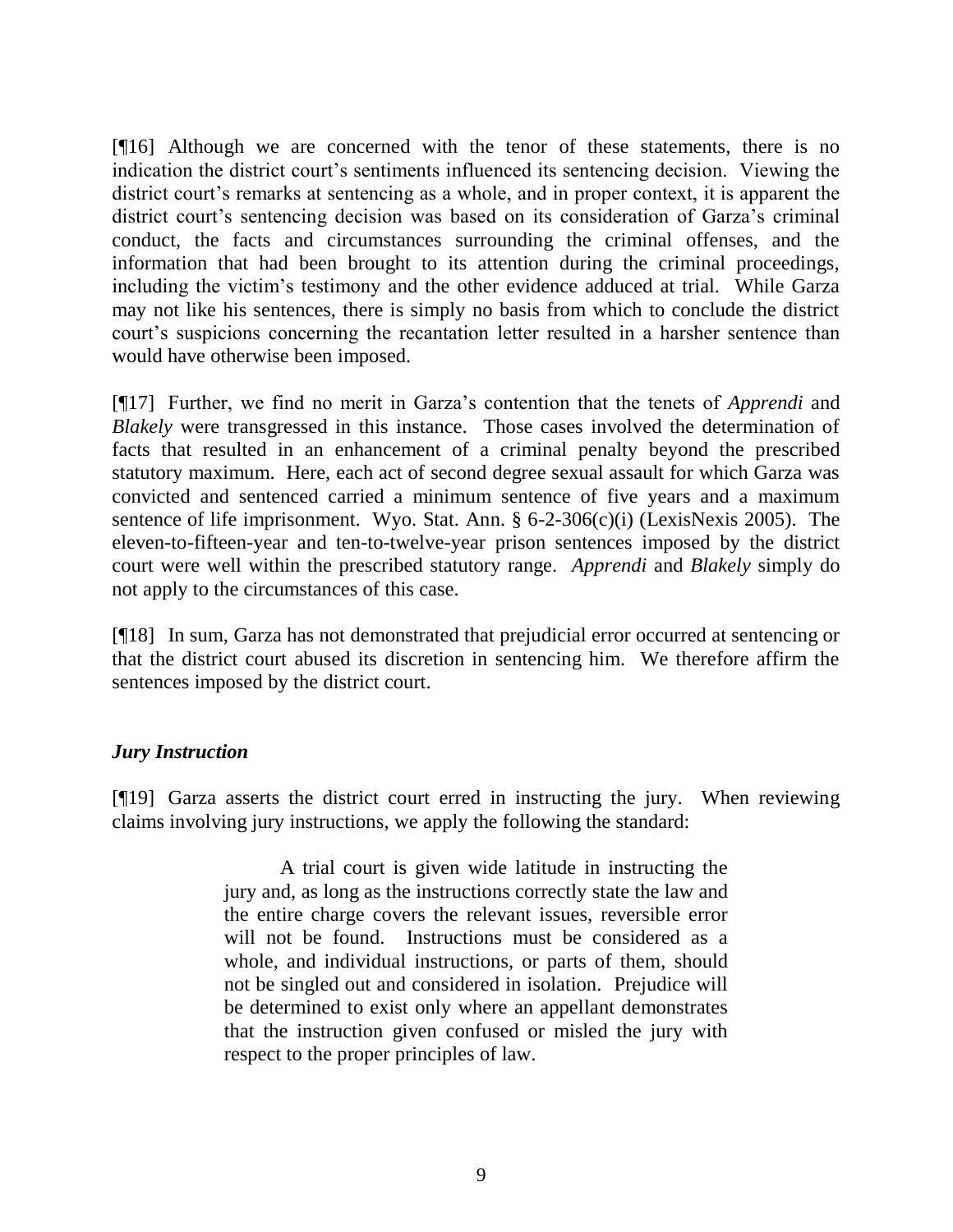[¶16] Although we are concerned with the tenor of these statements, there is no indication the district court's sentiments influenced its sentencing decision. Viewing the district court's remarks at sentencing as a whole, and in proper context, it is apparent the district court's sentencing decision was based on its consideration of Garza's criminal conduct, the facts and circumstances surrounding the criminal offenses, and the information that had been brought to its attention during the criminal proceedings, including the victim's testimony and the other evidence adduced at trial. While Garza may not like his sentences, there is simply no basis from which to conclude the district court's suspicions concerning the recantation letter resulted in a harsher sentence than would have otherwise been imposed.

[¶17] Further, we find no merit in Garza's contention that the tenets of *Apprendi* and *Blakely* were transgressed in this instance. Those cases involved the determination of facts that resulted in an enhancement of a criminal penalty beyond the prescribed statutory maximum. Here, each act of second degree sexual assault for which Garza was convicted and sentenced carried a minimum sentence of five years and a maximum sentence of life imprisonment. Wyo. Stat. Ann. § 6-2-306(c)(i) (LexisNexis 2005). The eleven-to-fifteen-year and ten-to-twelve-year prison sentences imposed by the district court were well within the prescribed statutory range. *Apprendi* and *Blakely* simply do not apply to the circumstances of this case.

[¶18] In sum, Garza has not demonstrated that prejudicial error occurred at sentencing or that the district court abused its discretion in sentencing him. We therefore affirm the sentences imposed by the district court.

***Jury Instruction***

[¶19] Garza asserts the district court erred in instructing the jury. When reviewing claims involving jury instructions, we apply the following the standard:

> A trial court is given wide latitude in instructing the jury and, as long as the instructions correctly state the law and the entire charge covers the relevant issues, reversible error will not be found. Instructions must be considered as a whole, and individual instructions, or parts of them, should not be singled out and considered in isolation. Prejudice will be determined to exist only where an appellant demonstrates that the instruction given confused or misled the jury with respect to the proper principles of law.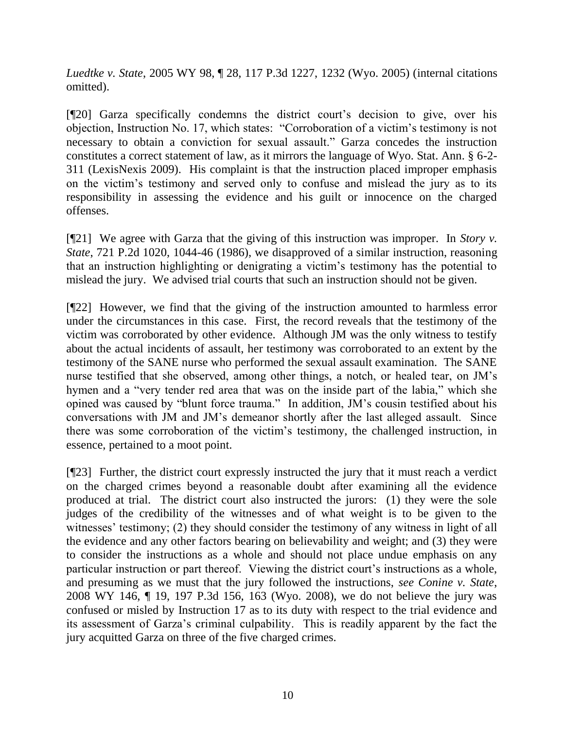*Luedtke v. State*, 2005 WY 98, ¶ 28, 117 P.3d 1227, 1232 (Wyo. 2005) (internal citations omitted).

[¶20] Garza specifically condemns the district court's decision to give, over his objection, Instruction No. 17, which states: "Corroboration of a victim's testimony is not necessary to obtain a conviction for sexual assault." Garza concedes the instruction constitutes a correct statement of law, as it mirrors the language of Wyo. Stat. Ann. § 6-2-311 (LexisNexis 2009). His complaint is that the instruction placed improper emphasis on the victim's testimony and served only to confuse and mislead the jury as to its responsibility in assessing the evidence and his guilt or innocence on the charged offenses.

[¶21] We agree with Garza that the giving of this instruction was improper. In *Story v. State*, 721 P.2d 1020, 1044-46 (1986), we disapproved of a similar instruction, reasoning that an instruction highlighting or denigrating a victim's testimony has the potential to mislead the jury. We advised trial courts that such an instruction should not be given.

[¶22] However, we find that the giving of the instruction amounted to harmless error under the circumstances in this case. First, the record reveals that the testimony of the victim was corroborated by other evidence. Although JM was the only witness to testify about the actual incidents of assault, her testimony was corroborated to an extent by the testimony of the SANE nurse who performed the sexual assault examination. The SANE nurse testified that she observed, among other things, a notch, or healed tear, on JM's hymen and a "very tender red area that was on the inside part of the labia," which she opined was caused by "blunt force trauma." In addition, JM's cousin testified about his conversations with JM and JM's demeanor shortly after the last alleged assault. Since there was some corroboration of the victim's testimony, the challenged instruction, in essence, pertained to a moot point.

[¶23] Further, the district court expressly instructed the jury that it must reach a verdict on the charged crimes beyond a reasonable doubt after examining all the evidence produced at trial. The district court also instructed the jurors: (1) they were the sole judges of the credibility of the witnesses and of what weight is to be given to the witnesses' testimony; (2) they should consider the testimony of any witness in light of all the evidence and any other factors bearing on believability and weight; and (3) they were to consider the instructions as a whole and should not place undue emphasis on any particular instruction or part thereof. Viewing the district court's instructions as a whole, and presuming as we must that the jury followed the instructions, *see Conine v. State*, 2008 WY 146, ¶ 19, 197 P.3d 156, 163 (Wyo. 2008), we do not believe the jury was confused or misled by Instruction 17 as to its duty with respect to the trial evidence and its assessment of Garza's criminal culpability. This is readily apparent by the fact the jury acquitted Garza on three of the five charged crimes.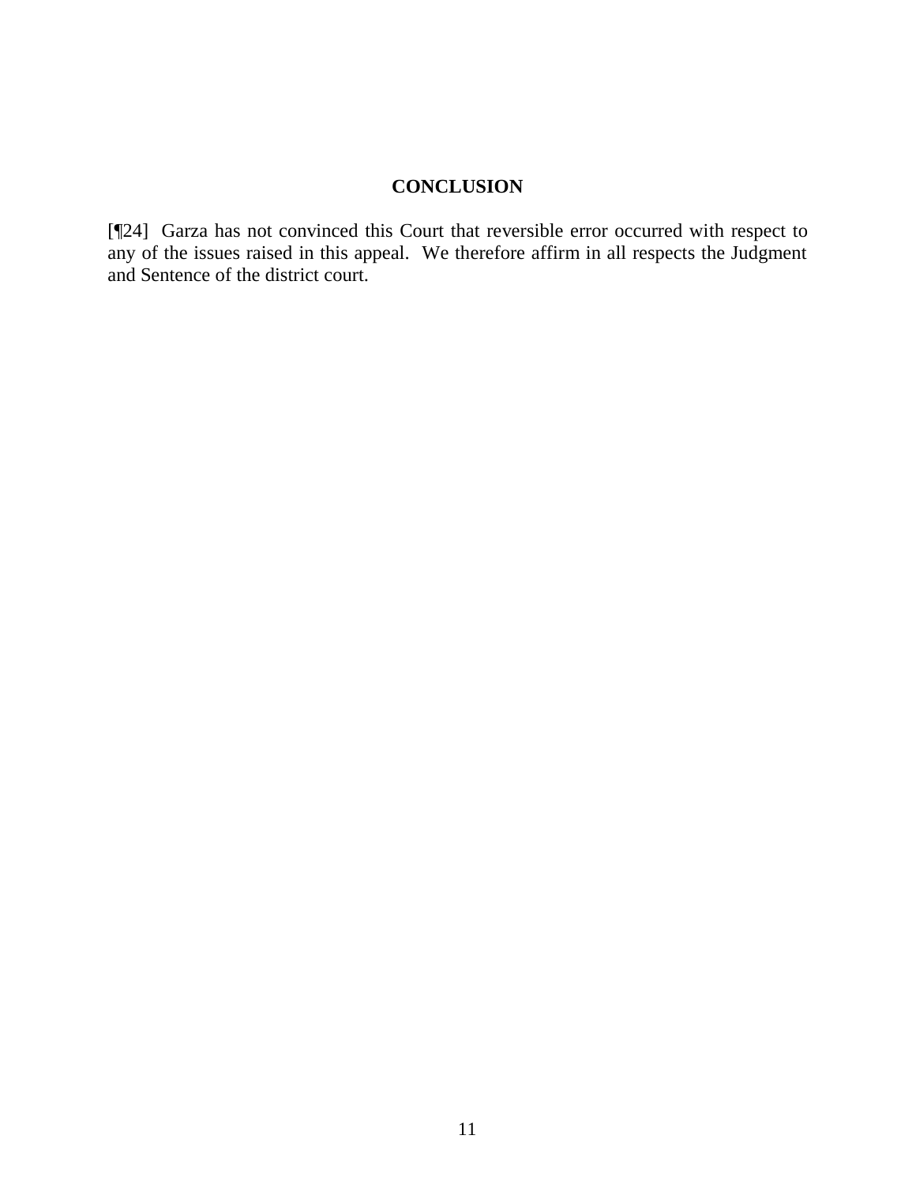## CONCLUSION

[¶24] Garza has not convinced this Court that reversible error occurred with respect to any of the issues raised in this appeal. We therefore affirm in all respects the Judgment and Sentence of the district court.